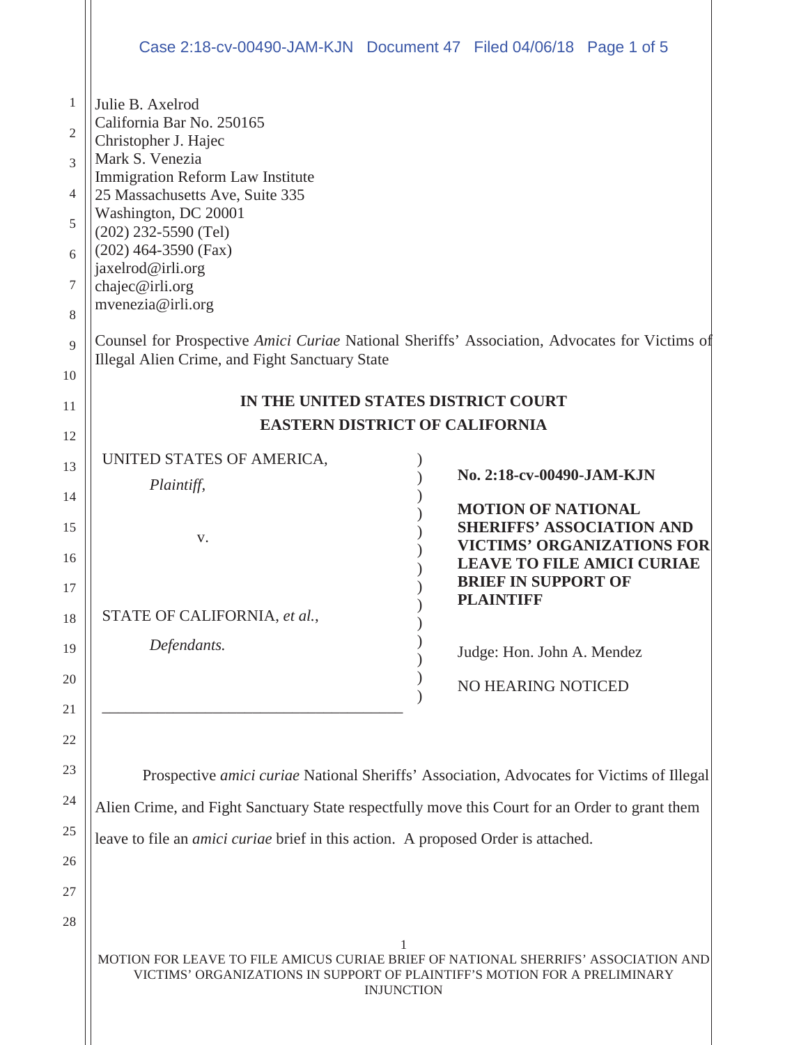Julie B. Axelrod
California Bar No. 250165
Christopher J. Hajec
Mark S. Venezia
Immigration Reform Law Institute
25 Massachusetts Ave, Suite 335
Washington, DC 20001
(202) 232-5590 (Tel)
(202) 464-3590 (Fax)
jaxelrod@irli.org
chajec@irli.org
mvenezia@irli.org

Counsel for Prospective *Amici Curiae* National Sheriffs' Association, Advocates for Victims of Illegal Alien Crime, and Fight Sanctuary State

**IN THE UNITED STATES DISTRICT COURT**
**EASTERN DISTRICT OF CALIFORNIA**

UNITED STATES OF AMERICA,
*Plaintiff,*

v.

STATE OF CALIFORNIA, *et al.*,
*Defendants.*

**No. 2:18-cv-00490-JAM-KJN**

**MOTION OF NATIONAL SHERIFFS' ASSOCIATION AND VICTIMS' ORGANIZATIONS FOR LEAVE TO FILE AMICI CURIAE BRIEF IN SUPPORT OF PLAINTIFF**

Judge: Hon. John A. Mendez

NO HEARING NOTICED

Prospective *amici curiae* National Sheriffs' Association, Advocates for Victims of Illegal Alien Crime, and Fight Sanctuary State respectfully move this Court for an Order to grant them leave to file an *amici curiae* brief in this action. A proposed Order is attached.

MOTION FOR LEAVE TO FILE AMICUS CURIAE BRIEF OF NATIONAL SHERRIFS' ASSOCIATION AND VICTIMS' ORGANIZATIONS IN SUPPORT OF PLAINTIFF'S MOTION FOR A PRELIMINARY INJUNCTION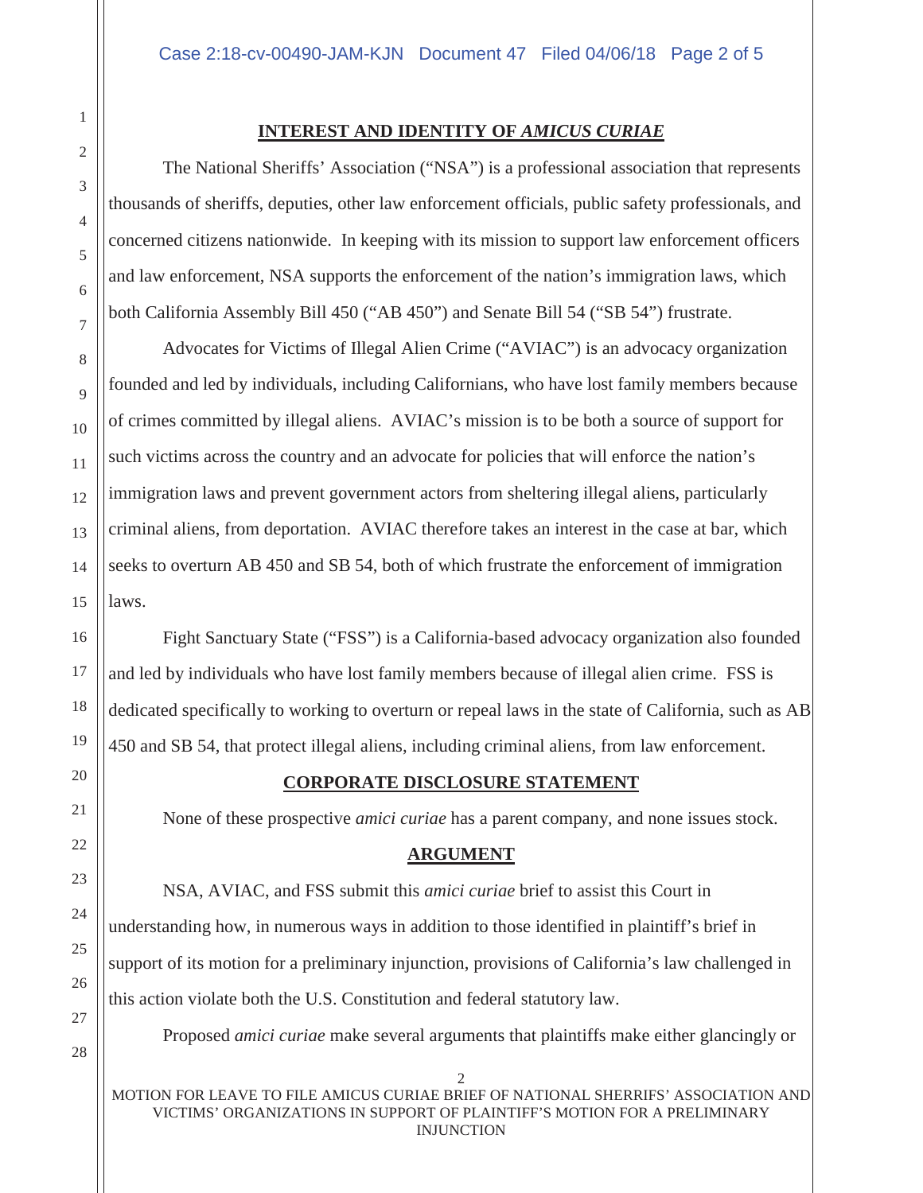## INTEREST AND IDENTITY OF *AMICUS CURIAE*

The National Sheriffs' Association ("NSA") is a professional association that represents thousands of sheriffs, deputies, other law enforcement officials, public safety professionals, and concerned citizens nationwide. In keeping with its mission to support law enforcement officers and law enforcement, NSA supports the enforcement of the nation's immigration laws, which both California Assembly Bill 450 ("AB 450") and Senate Bill 54 ("SB 54") frustrate.

Advocates for Victims of Illegal Alien Crime ("AVIAC") is an advocacy organization founded and led by individuals, including Californians, who have lost family members because of crimes committed by illegal aliens. AVIAC's mission is to be both a source of support for such victims across the country and an advocate for policies that will enforce the nation's immigration laws and prevent government actors from sheltering illegal aliens, particularly criminal aliens, from deportation. AVIAC therefore takes an interest in the case at bar, which seeks to overturn AB 450 and SB 54, both of which frustrate the enforcement of immigration laws.

Fight Sanctuary State ("FSS") is a California-based advocacy organization also founded and led by individuals who have lost family members because of illegal alien crime. FSS is dedicated specifically to working to overturn or repeal laws in the state of California, such as AB 450 and SB 54, that protect illegal aliens, including criminal aliens, from law enforcement.

## CORPORATE DISCLOSURE STATEMENT

None of these prospective *amici curiae* has a parent company, and none issues stock.

## ARGUMENT

NSA, AVIAC, and FSS submit this *amici curiae* brief to assist this Court in understanding how, in numerous ways in addition to those identified in plaintiff's brief in support of its motion for a preliminary injunction, provisions of California's law challenged in this action violate both the U.S. Constitution and federal statutory law.

Proposed *amici curiae* make several arguments that plaintiffs make either glancingly or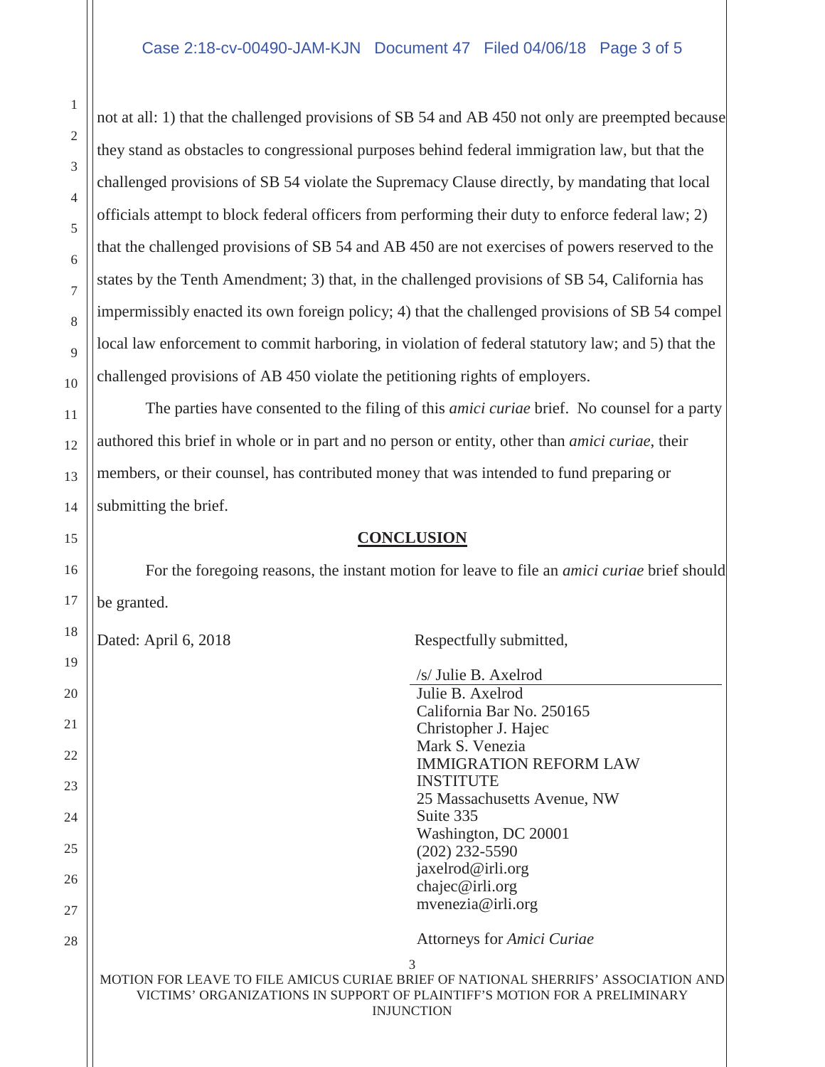not at all: 1) that the challenged provisions of SB 54 and AB 450 not only are preempted because they stand as obstacles to congressional purposes behind federal immigration law, but that the challenged provisions of SB 54 violate the Supremacy Clause directly, by mandating that local officials attempt to block federal officers from performing their duty to enforce federal law; 2) that the challenged provisions of SB 54 and AB 450 are not exercises of powers reserved to the states by the Tenth Amendment; 3) that, in the challenged provisions of SB 54, California has impermissibly enacted its own foreign policy; 4) that the challenged provisions of SB 54 compel local law enforcement to commit harboring, in violation of federal statutory law; and 5) that the challenged provisions of AB 450 violate the petitioning rights of employers.

The parties have consented to the filing of this *amici curiae* brief. No counsel for a party authored this brief in whole or in part and no person or entity, other than *amici curiae*, their members, or their counsel, has contributed money that was intended to fund preparing or submitting the brief.

## CONCLUSION

For the foregoing reasons, the instant motion for leave to file an *amici curiae* brief should be granted.

Dated: April 6, 2018

Respectfully submitted,

/s/ Julie B. Axelrod
Julie B. Axelrod
California Bar No. 250165
Christopher J. Hajec
Mark S. Venezia
IMMIGRATION REFORM LAW INSTITUTE
25 Massachusetts Avenue, NW
Suite 335
Washington, DC 20001
(202) 232-5590
jaxelrod@irli.org
chajec@irli.org
mvenezia@irli.org

Attorneys for *Amici Curiae*

MOTION FOR LEAVE TO FILE AMICUS CURIAE BRIEF OF NATIONAL SHERRIFS' ASSOCIATION AND VICTIMS' ORGANIZATIONS IN SUPPORT OF PLAINTIFF'S MOTION FOR A PRELIMINARY INJUNCTION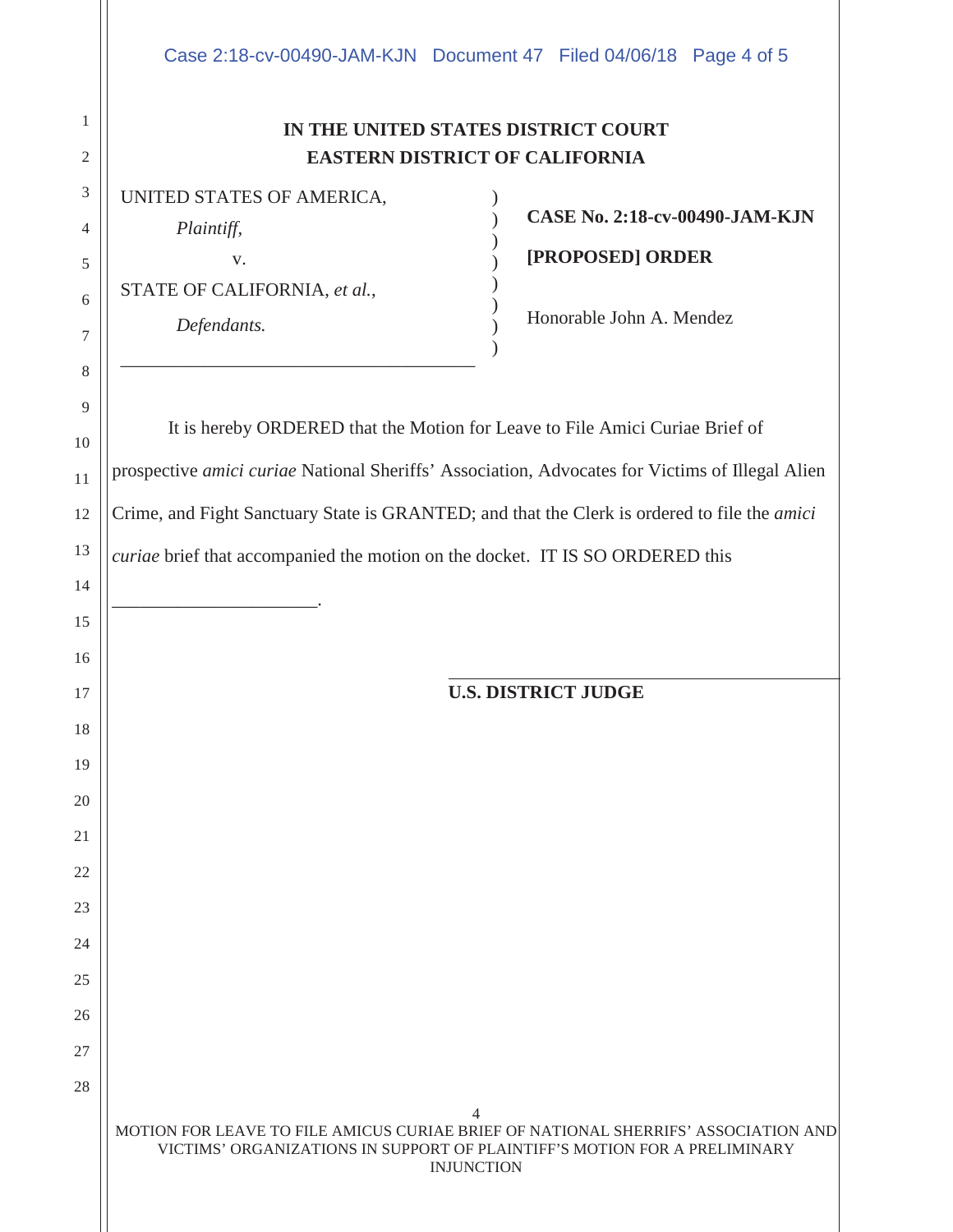**IN THE UNITED STATES DISTRICT COURT**
**EASTERN DISTRICT OF CALIFORNIA**

| | |
|---|---|
| UNITED STATES OF AMERICA,<br>*Plaintiff,*<br>v.<br>STATE OF CALIFORNIA, *et al.*,<br>*Defendants.* | **CASE No. 2:18-cv-00490-JAM-KJN**<br>**[PROPOSED] ORDER**<br>Honorable John A. Mendez |

It is hereby ORDERED that the Motion for Leave to File Amici Curiae Brief of prospective *amici curiae* National Sheriffs' Association, Advocates for Victims of Illegal Alien Crime, and Fight Sanctuary State is GRANTED; and that the Clerk is ordered to file the *amici curiae* brief that accompanied the motion on the docket. IT IS SO ORDERED this

______________________.

______________________________
**U.S. DISTRICT JUDGE**

MOTION FOR LEAVE TO FILE AMICUS CURIAE BRIEF OF NATIONAL SHERRIFS' ASSOCIATION AND VICTIMS' ORGANIZATIONS IN SUPPORT OF PLAINTIFF'S MOTION FOR A PRELIMINARY INJUNCTION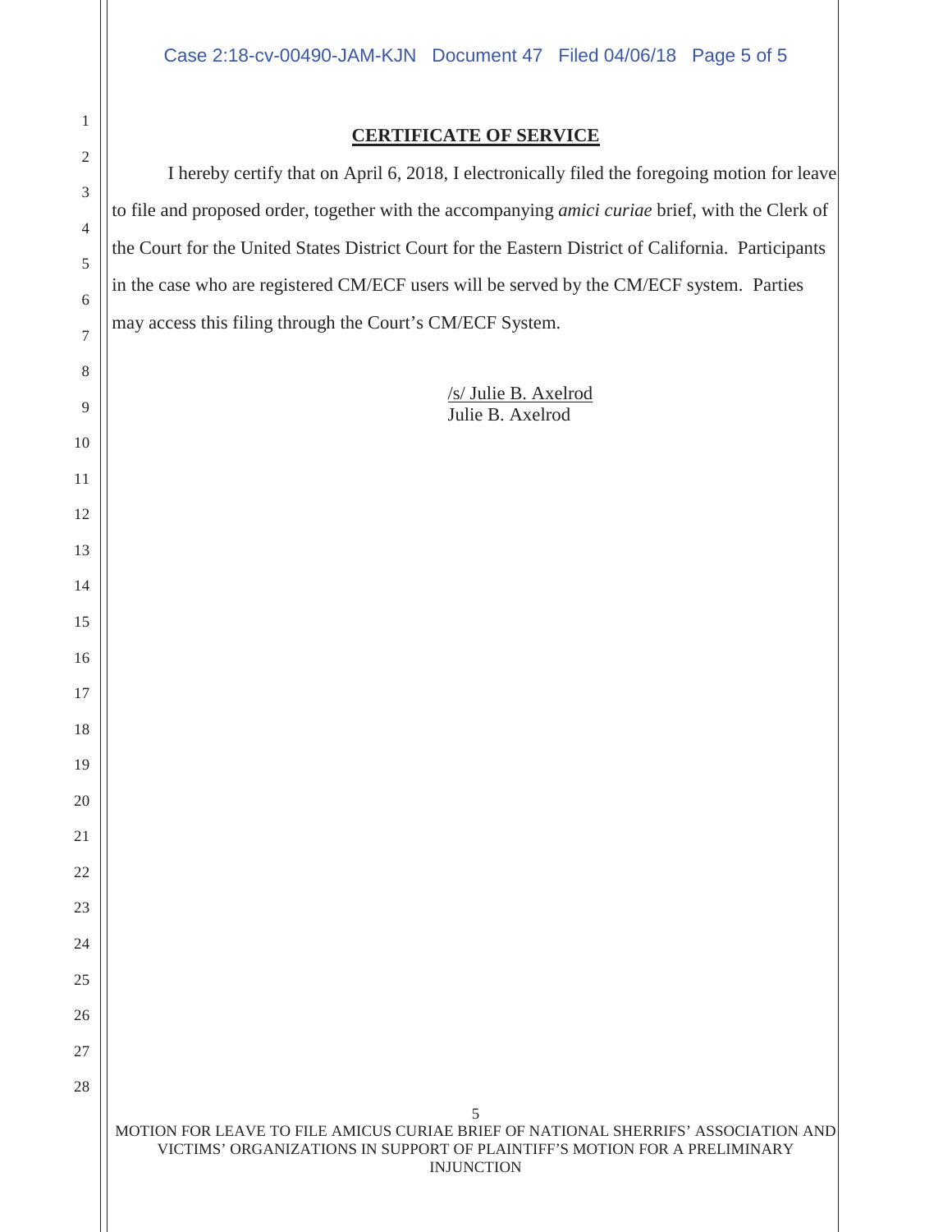## CERTIFICATE OF SERVICE

I hereby certify that on April 6, 2018, I electronically filed the foregoing motion for leave to file and proposed order, together with the accompanying *amici curiae* brief, with the Clerk of the Court for the United States District Court for the Eastern District of California. Participants in the case who are registered CM/ECF users will be served by the CM/ECF system. Parties may access this filing through the Court's CM/ECF System.

/s/ Julie B. Axelrod
Julie B. Axelrod